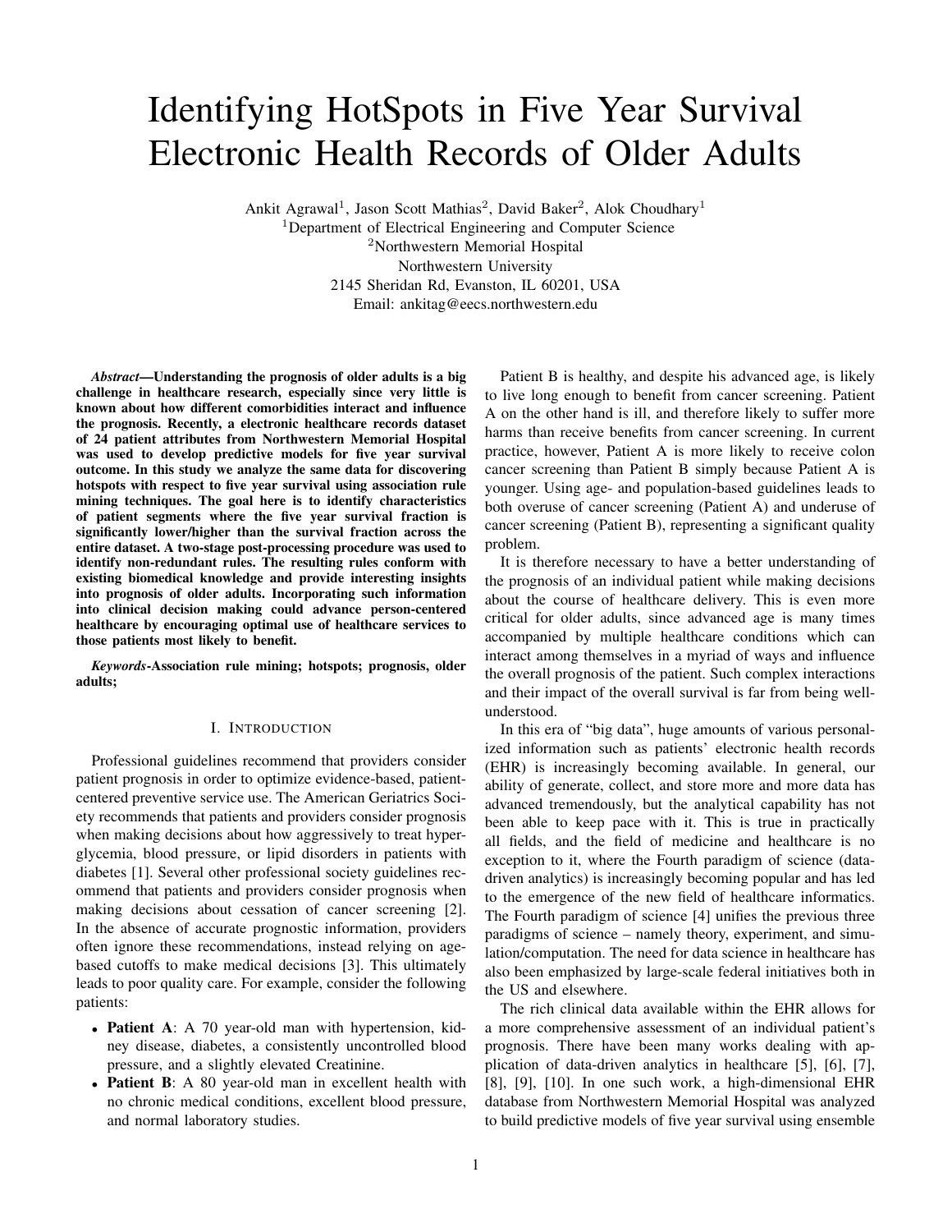# Identifying HotSpots in Five Year Survival Electronic Health Records of Older Adults

Ankit Agrawal[1], Jason Scott Mathias[2], David Baker[2], Alok Choudhary[1]

[1]Department of Electrical Engineering and Computer Science

[2]Northwestern Memorial Hospital

Northwestern University

2145 Sheridan Rd, Evanston, IL 60201, USA

Email: ankitag@eecs.northwestern.edu

***Abstract*—Understanding the prognosis of older adults is a big challenge in healthcare research, especially since very little is known about how different comorbidities interact and influence the prognosis. Recently, a electronic healthcare records dataset of 24 patient attributes from Northwestern Memorial Hospital was used to develop predictive models for five year survival outcome. In this study we analyze the same data for discovering hotspots with respect to five year survival using association rule mining techniques. The goal here is to identify characteristics of patient segments where the five year survival fraction is significantly lower/higher than the survival fraction across the entire dataset. A two-stage post-processing procedure was used to identify non-redundant rules. The resulting rules conform with existing biomedical knowledge and provide interesting insights into prognosis of older adults. Incorporating such information into clinical decision making could advance person-centered healthcare by encouraging optimal use of healthcare services to those patients most likely to benefit.**

***Keywords*-Association rule mining; hotspots; prognosis, older adults;**

## I. Introduction

Professional guidelines recommend that providers consider patient prognosis in order to optimize evidence-based, patient-centered preventive service use. The American Geriatrics Society recommends that patients and providers consider prognosis when making decisions about how aggressively to treat hyperglycemia, blood pressure, or lipid disorders in patients with diabetes [1]. Several other professional society guidelines recommend that patients and providers consider prognosis when making decisions about cessation of cancer screening [2]. In the absence of accurate prognostic information, providers often ignore these recommendations, instead relying on age-based cutoffs to make medical decisions [3]. This ultimately leads to poor quality care. For example, consider the following patients:

- **Patient A**: A 70 year-old man with hypertension, kidney disease, diabetes, a consistently uncontrolled blood pressure, and a slightly elevated Creatinine.
- **Patient B**: A 80 year-old man in excellent health with no chronic medical conditions, excellent blood pressure, and normal laboratory studies.

Patient B is healthy, and despite his advanced age, is likely to live long enough to benefit from cancer screening. Patient A on the other hand is ill, and therefore likely to suffer more harms than receive benefits from cancer screening. In current practice, however, Patient A is more likely to receive colon cancer screening than Patient B simply because Patient A is younger. Using age- and population-based guidelines leads to both overuse of cancer screening (Patient A) and underuse of cancer screening (Patient B), representing a significant quality problem.

It is therefore necessary to have a better understanding of the prognosis of an individual patient while making decisions about the course of healthcare delivery. This is even more critical for older adults, since advanced age is many times accompanied by multiple healthcare conditions which can interact among themselves in a myriad of ways and influence the overall prognosis of the patient. Such complex interactions and their impact of the overall survival is far from being well-understood.

In this era of "big data", huge amounts of various personalized information such as patients' electronic health records (EHR) is increasingly becoming available. In general, our ability of generate, collect, and store more and more data has advanced tremendously, but the analytical capability has not been able to keep pace with it. This is true in practically all fields, and the field of medicine and healthcare is no exception to it, where the Fourth paradigm of science (data-driven analytics) is increasingly becoming popular and has led to the emergence of the new field of healthcare informatics. The Fourth paradigm of science [4] unifies the previous three paradigms of science – namely theory, experiment, and simulation/computation. The need for data science in healthcare has also been emphasized by large-scale federal initiatives both in the US and elsewhere.

The rich clinical data available within the EHR allows for a more comprehensive assessment of an individual patient's prognosis. There have been many works dealing with application of data-driven analytics in healthcare [5], [6], [7], [8], [9], [10]. In one such work, a high-dimensional EHR database from Northwestern Memorial Hospital was analyzed to build predictive models of five year survival using ensemble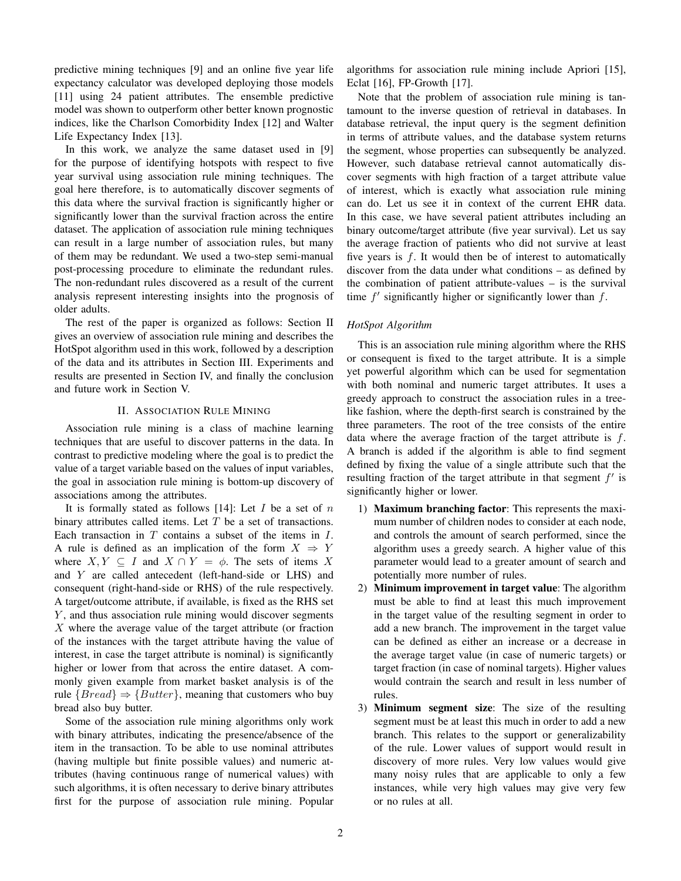predictive mining techniques [9] and an online five year life expectancy calculator was developed deploying those models [11] using 24 patient attributes. The ensemble predictive model was shown to outperform other better known prognostic indices, like the Charlson Comorbidity Index [12] and Walter Life Expectancy Index [13].

In this work, we analyze the same dataset used in [9] for the purpose of identifying hotspots with respect to five year survival using association rule mining techniques. The goal here therefore, is to automatically discover segments of this data where the survival fraction is significantly higher or significantly lower than the survival fraction across the entire dataset. The application of association rule mining techniques can result in a large number of association rules, but many of them may be redundant. We used a two-step semi-manual post-processing procedure to eliminate the redundant rules. The non-redundant rules discovered as a result of the current analysis represent interesting insights into the prognosis of older adults.

The rest of the paper is organized as follows: Section II gives an overview of association rule mining and describes the HotSpot algorithm used in this work, followed by a description of the data and its attributes in Section III. Experiments and results are presented in Section IV, and finally the conclusion and future work in Section V.

## II. Association Rule Mining

Association rule mining is a class of machine learning techniques that are useful to discover patterns in the data. In contrast to predictive modeling where the goal is to predict the value of a target variable based on the values of input variables, the goal in association rule mining is bottom-up discovery of associations among the attributes.

It is formally stated as follows [14]: Let $I$ be a set of $n$ binary attributes called items. Let $T$ be a set of transactions. Each transaction in $T$ contains a subset of the items in $I$. A rule is defined as an implication of the form $X \Rightarrow Y$ where $X, Y \subseteq I$ and $X \cap Y = \phi$. The sets of items $X$ and $Y$ are called antecedent (left-hand-side or LHS) and consequent (right-hand-side or RHS) of the rule respectively. A target/outcome attribute, if available, is fixed as the RHS set $Y$, and thus association rule mining would discover segments $X$ where the average value of the target attribute (or fraction of the instances with the target attribute having the value of interest, in case the target attribute is nominal) is significantly higher or lower from that across the entire dataset. A commonly given example from market basket analysis is of the rule $\{Bread\} \Rightarrow \{Butter\}$, meaning that customers who buy bread also buy butter.

Some of the association rule mining algorithms only work with binary attributes, indicating the presence/absence of the item in the transaction. To be able to use nominal attributes (having multiple but finite possible values) and numeric attributes (having continuous range of numerical values) with such algorithms, it is often necessary to derive binary attributes first for the purpose of association rule mining. Popular algorithms for association rule mining include Apriori [15], Eclat [16], FP-Growth [17].

Note that the problem of association rule mining is tantamount to the inverse question of retrieval in databases. In database retrieval, the input query is the segment definition in terms of attribute values, and the database system returns the segment, whose properties can subsequently be analyzed. However, such database retrieval cannot automatically discover segments with high fraction of a target attribute value of interest, which is exactly what association rule mining can do. Let us see it in context of the current EHR data. In this case, we have several patient attributes including an binary outcome/target attribute (five year survival). Let us say the average fraction of patients who did not survive at least five years is $f$. It would then be of interest to automatically discover from the data under what conditions – as defined by the combination of patient attribute-values – is the survival time $f'$ significantly higher or significantly lower than $f$.

### *HotSpot Algorithm*

This is an association rule mining algorithm where the RHS or consequent is fixed to the target attribute. It is a simple yet powerful algorithm which can be used for segmentation with both nominal and numeric target attributes. It uses a greedy approach to construct the association rules in a tree-like fashion, where the depth-first search is constrained by the three parameters. The root of the tree consists of the entire data where the average fraction of the target attribute is $f$. A branch is added if the algorithm is able to find segment defined by fixing the value of a single attribute such that the resulting fraction of the target attribute in that segment $f'$ is significantly higher or lower.

1) **Maximum branching factor**: This represents the maximum number of children nodes to consider at each node, and controls the amount of search performed, since the algorithm uses a greedy search. A higher value of this parameter would lead to a greater amount of search and potentially more number of rules.
2) **Minimum improvement in target value**: The algorithm must be able to find at least this much improvement in the target value of the resulting segment in order to add a new branch. The improvement in the target value can be defined as either an increase or a decrease in the average target value (in case of numeric targets) or target fraction (in case of nominal targets). Higher values would contrain the search and result in less number of rules.
3) **Minimum segment size**: The size of the resulting segment must be at least this much in order to add a new branch. This relates to the support or generalizability of the rule. Lower values of support would result in discovery of more rules. Very low values would give many noisy rules that are applicable to only a few instances, while very high values may give very few or no rules at all.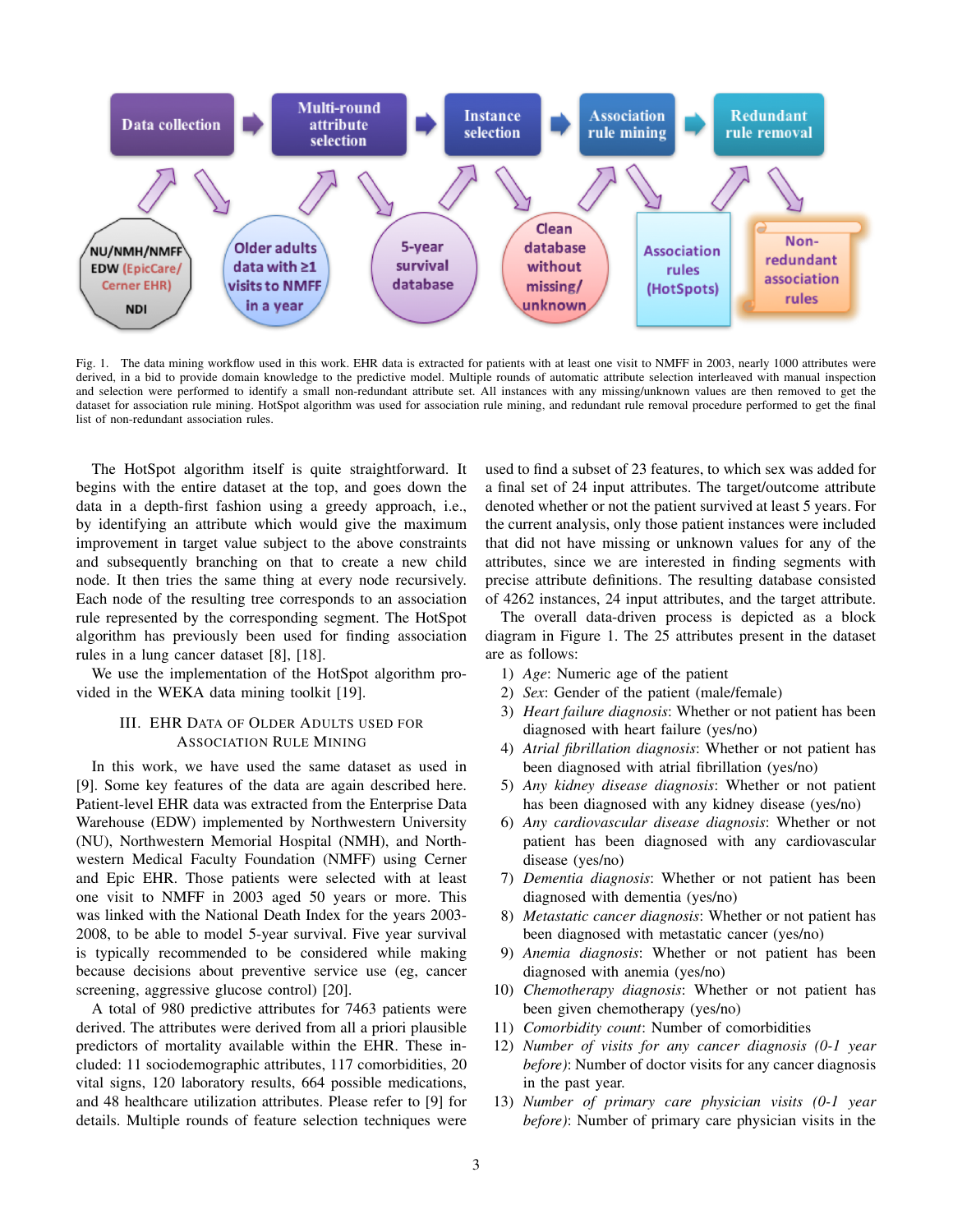Data collection → Multi-round attribute selection → Instance selection → Association rule mining → Redundant rule removal

NU/NMH/NMFF EDW (EpicCare/ Cerner EHR) NDI — Older adults data with ≥1 visits to NMFF in a year — 5-year survival database — Clean database without missing/ unknown — Association rules (HotSpots) — Non-redundant association rules

Fig. 1. The data mining workflow used in this work. EHR data is extracted for patients with at least one visit to NMFF in 2003, nearly 1000 attributes were derived, in a bid to provide domain knowledge to the predictive model. Multiple rounds of automatic attribute selection interleaved with manual inspection and selection were performed to identify a small non-redundant attribute set. All instances with any missing/unknown values are then removed to get the dataset for association rule mining. HotSpot algorithm was used for association rule mining, and redundant rule removal procedure performed to get the final list of non-redundant association rules.

The HotSpot algorithm itself is quite straightforward. It begins with the entire dataset at the top, and goes down the data in a depth-first fashion using a greedy approach, i.e., by identifying an attribute which would give the maximum improvement in target value subject to the above constraints and subsequently branching on that to create a new child node. It then tries the same thing at every node recursively. Each node of the resulting tree corresponds to an association rule represented by the corresponding segment. The HotSpot algorithm has previously been used for finding association rules in a lung cancer dataset [8], [18].

We use the implementation of the HotSpot algorithm provided in the WEKA data mining toolkit [19].

## III. EHR Data of Older Adults Used for Association Rule Mining

In this work, we have used the same dataset as used in [9]. Some key features of the data are again described here. Patient-level EHR data was extracted from the Enterprise Data Warehouse (EDW) implemented by Northwestern University (NU), Northwestern Memorial Hospital (NMH), and Northwestern Medical Faculty Foundation (NMFF) using Cerner and Epic EHR. Those patients were selected with at least one visit to NMFF in 2003 aged 50 years or more. This was linked with the National Death Index for the years 2003-2008, to be able to model 5-year survival. Five year survival is typically recommended to be considered while making because decisions about preventive service use (eg, cancer screening, aggressive glucose control) [20].

A total of 980 predictive attributes for 7463 patients were derived. The attributes were derived from all a priori plausible predictors of mortality available within the EHR. These included: 11 sociodemographic attributes, 117 comorbidities, 20 vital signs, 120 laboratory results, 664 possible medications, and 48 healthcare utilization attributes. Please refer to [9] for details. Multiple rounds of feature selection techniques were used to find a subset of 23 features, to which sex was added for a final set of 24 input attributes. The target/outcome attribute denoted whether or not the patient survived at least 5 years. For the current analysis, only those patient instances were included that did not have missing or unknown values for any of the attributes, since we are interested in finding segments with precise attribute definitions. The resulting database consisted of 4262 instances, 24 input attributes, and the target attribute.

The overall data-driven process is depicted as a block diagram in Figure 1. The 25 attributes present in the dataset are as follows:

1) *Age*: Numeric age of the patient
2) *Sex*: Gender of the patient (male/female)
3) *Heart failure diagnosis*: Whether or not patient has been diagnosed with heart failure (yes/no)
4) *Atrial fibrillation diagnosis*: Whether or not patient has been diagnosed with atrial fibrillation (yes/no)
5) *Any kidney disease diagnosis*: Whether or not patient has been diagnosed with any kidney disease (yes/no)
6) *Any cardiovascular disease diagnosis*: Whether or not patient has been diagnosed with any cardiovascular disease (yes/no)
7) *Dementia diagnosis*: Whether or not patient has been diagnosed with dementia (yes/no)
8) *Metastatic cancer diagnosis*: Whether or not patient has been diagnosed with metastatic cancer (yes/no)
9) *Anemia diagnosis*: Whether or not patient has been diagnosed with anemia (yes/no)
10) *Chemotherapy diagnosis*: Whether or not patient has been given chemotherapy (yes/no)
11) *Comorbidity count*: Number of comorbidities
12) *Number of visits for any cancer diagnosis (0-1 year before)*: Number of doctor visits for any cancer diagnosis in the past year.
13) *Number of primary care physician visits (0-1 year before)*: Number of primary care physician visits in the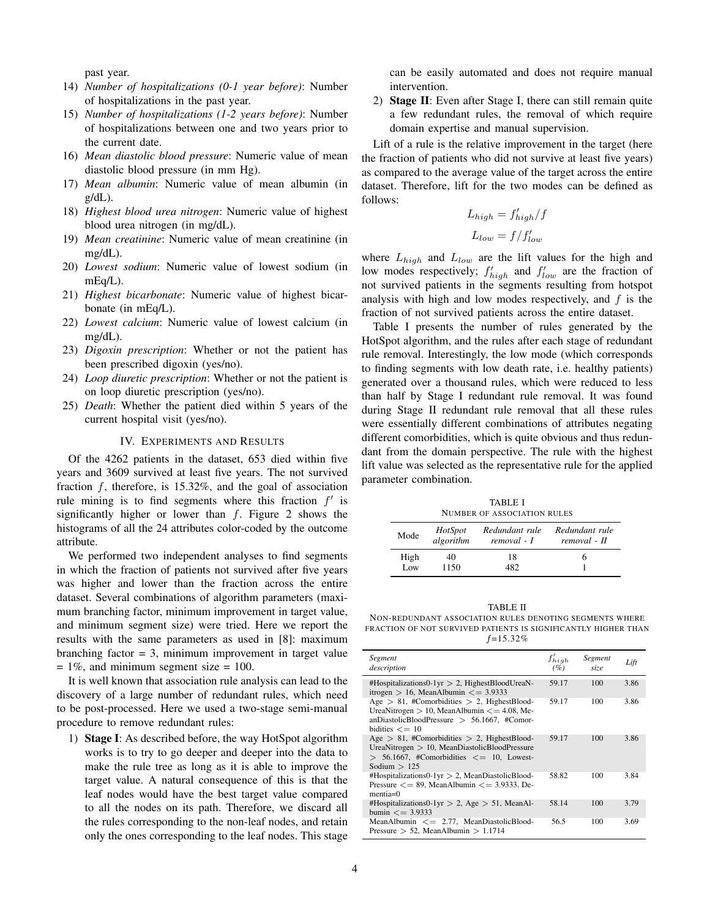past year.

14) *Number of hospitalizations (0-1 year before)*: Number of hospitalizations in the past year.
15) *Number of hospitalizations (1-2 years before)*: Number of hospitalizations between one and two years prior to the current date.
16) *Mean diastolic blood pressure*: Numeric value of mean diastolic blood pressure (in mm Hg).
17) *Mean albumin*: Numeric value of mean albumin (in g/dL).
18) *Highest blood urea nitrogen*: Numeric value of highest blood urea nitrogen (in mg/dL).
19) *Mean creatinine*: Numeric value of mean creatinine (in mg/dL).
20) *Lowest sodium*: Numeric value of lowest sodium (in mEq/L).
21) *Highest bicarbonate*: Numeric value of highest bicarbonate (in mEq/L).
22) *Lowest calcium*: Numeric value of lowest calcium (in mg/dL).
23) *Digoxin prescription*: Whether or not the patient has been prescribed digoxin (yes/no).
24) *Loop diuretic prescription*: Whether or not the patient is on loop diuretic prescription (yes/no).
25) *Death*: Whether the patient died within 5 years of the current hospital visit (yes/no).

## IV. Experiments and Results

Of the 4262 patients in the dataset, 653 died within five years and 3609 survived at least five years. The not survived fraction $f$, therefore, is 15.32%, and the goal of association rule mining is to find segments where this fraction $f'$ is significantly higher or lower than $f$. Figure 2 shows the histograms of all the 24 attributes color-coded by the outcome attribute.

We performed two independent analyses to find segments in which the fraction of patients not survived after five years was higher and lower than the fraction across the entire dataset. Several combinations of algorithm parameters (maximum branching factor, minimum improvement in target value, and minimum segment size) were tried. Here we report the results with the same parameters as used in [8]: maximum branching factor = 3, minimum improvement in target value = 1%, and minimum segment size = 100.

It is well known that association rule analysis can lead to the discovery of a large number of redundant rules, which need to be post-processed. Here we used a two-stage semi-manual procedure to remove redundant rules:

1) **Stage I**: As described before, the way HotSpot algorithm works is to try to go deeper and deeper into the data to make the rule tree as long as it is able to improve the target value. A natural consequence of this is that the leaf nodes would have the best target value compared to all the nodes on its path. Therefore, we discard all the rules corresponding to the non-leaf nodes, and retain only the ones corresponding to the leaf nodes. This stage can be easily automated and does not require manual intervention.
2) **Stage II**: Even after Stage I, there can still remain quite a few redundant rules, the removal of which require domain expertise and manual supervision.

Lift of a rule is the relative improvement in the target (here the fraction of patients who did not survive at least five years) as compared to the average value of the target across the entire dataset. Therefore, lift for the two modes can be defined as follows:

$$L_{high} = f'_{high}/f$$

$$L_{low} = f/f'_{low}$$

where $L_{high}$ and $L_{low}$ are the lift values for the high and low modes respectively; $f'_{high}$ and $f'_{low}$ are the fraction of not survived patients in the segments resulting from hotspot analysis with high and low modes respectively, and $f$ is the fraction of not survived patients across the entire dataset.

Table I presents the number of rules generated by the HotSpot algorithm, and the rules after each stage of redundant rule removal. Interestingly, the low mode (which corresponds to finding segments with low death rate, i.e. healthy patients) generated over a thousand rules, which were reduced to less than half by Stage I redundant rule removal. It was found during Stage II redundant rule removal that all these rules were essentially different combinations of attributes negating different comorbidities, which is quite obvious and thus redundant from the domain perspective. The rule with the highest lift value was selected as the representative rule for the applied parameter combination.

TABLE I
NUMBER OF ASSOCIATION RULES

| Mode | *HotSpot algorithm* | *Redundant rule removal - I* | *Redundant rule removal - II* |
|---|---|---|---|
| High | 40 | 18 | 6 |
| Low | 1150 | 482 | 1 |

TABLE II
NON-REDUNDANT ASSOCIATION RULES DENOTING SEGMENTS WHERE FRACTION OF NOT SURVIVED PATIENTS IS SIGNIFICANTLY HIGHER THAN $f$=15.32%

| *Segment description* | $f'_{high}$ *(%)* | *Segment size* | *Lift* |
|---|---|---|---|
| #Hospitalizations0-1yr > 2, HighestBloodUreaNitrogen > 16, MeanAlbumin <= 3.9333 | 59.17 | 100 | 3.86 |
| Age > 81, #Comorbidities > 2, HighestBloodUreaNitrogen > 10, MeanAlbumin <= 4.08, MeanDiastolicBloodPressure > 56.1667, #Comorbidities <= 10 | 59.17 | 100 | 3.86 |
| Age > 81, #Comorbidities > 2, HighestBloodUreaNitrogen > 10, MeanDiastolicBloodPressure > 56.1667, #Comorbidities <= 10, LowestSodium > 125 | 59.17 | 100 | 3.86 |
| #Hospitalizations0-1yr > 2, MeanDiastolicBloodPressure <= 89, MeanAlbumin <= 3.9333, Dementia=0 | 58.82 | 100 | 3.84 |
| #Hospitalizations0-1yr > 2, Age > 51, MeanAlbumin <= 3.9333 | 58.14 | 100 | 3.79 |
| MeanAlbumin <= 2.77, MeanDiastolicBloodPressure > 52, MeanAlbumin > 1.1714 | 56.5 | 100 | 3.69 |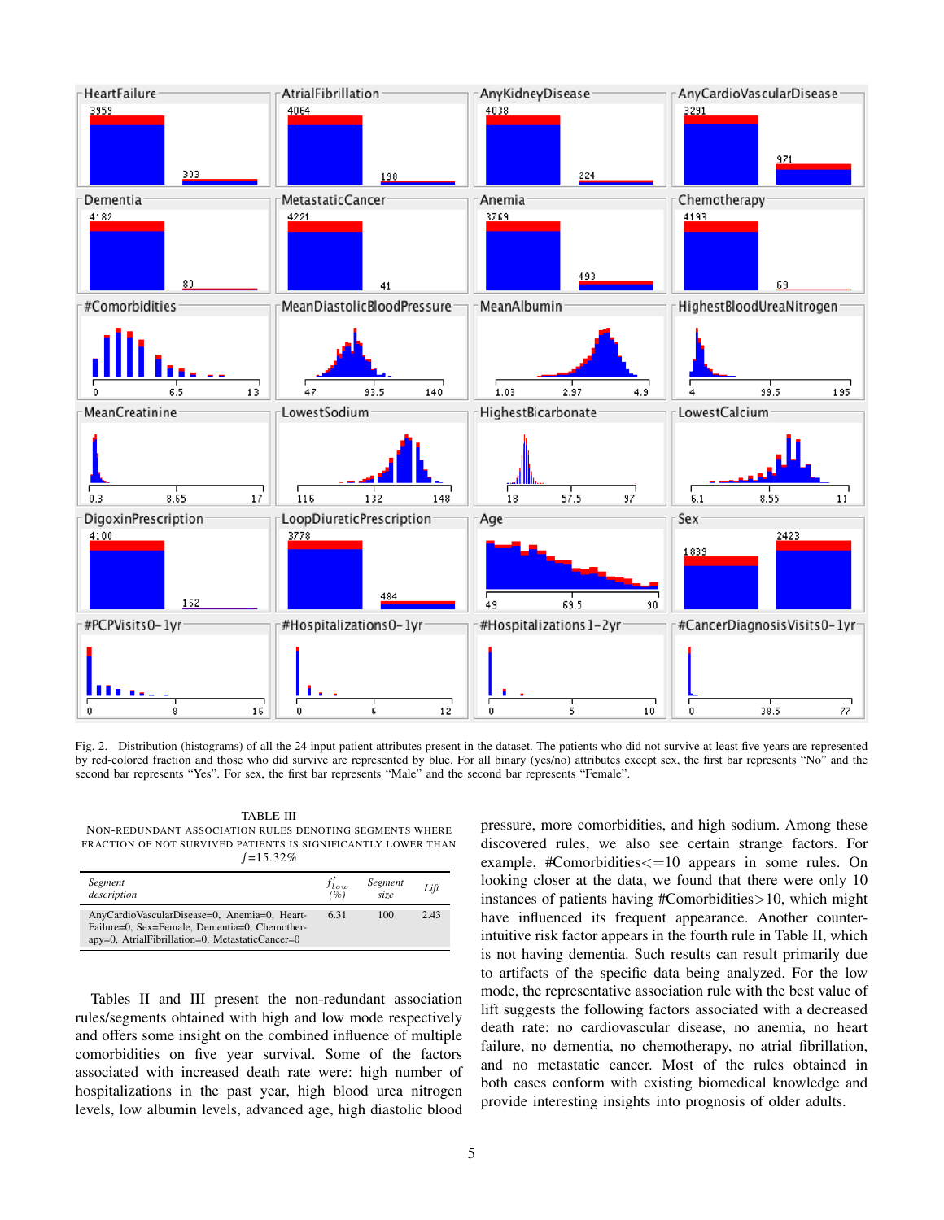Fig. 2. Distribution (histograms) of all the 24 input patient attributes present in the dataset. The patients who did not survive at least five years are represented by red-colored fraction and those who did survive are represented by blue. For all binary (yes/no) attributes except sex, the first bar represents "No" and the second bar represents "Yes". For sex, the first bar represents "Male" and the second bar represents "Female".

TABLE III

NON-REDUNDANT ASSOCIATION RULES DENOTING SEGMENTS WHERE FRACTION OF NOT SURVIVED PATIENTS IS SIGNIFICANTLY LOWER THAN $f$=15.32%

| *Segment description* | $f'_{low}$ (%) | *Segment size* | *Lift* |
|---|---|---|---|
| AnyCardioVascularDisease=0, Anemia=0, HeartFailure=0, Sex=Female, Dementia=0, Chemotherapy=0, AtrialFibrillation=0, MetastaticCancer=0 | 6.31 | 100 | 2.43 |

Tables II and III present the non-redundant association rules/segments obtained with high and low mode respectively and offers some insight on the combined influence of multiple comorbidities on five year survival. Some of the factors associated with increased death rate were: high number of hospitalizations in the past year, high blood urea nitrogen levels, low albumin levels, advanced age, high diastolic blood pressure, more comorbidities, and high sodium. Among these discovered rules, we also see certain strange factors. For example, #Comorbidities<=10 appears in some rules. On looking closer at the data, we found that there were only 10 instances of patients having #Comorbidities>10, which might have influenced its frequent appearance. Another counter-intuitive risk factor appears in the fourth rule in Table II, which is not having dementia. Such results can result primarily due to artifacts of the specific data being analyzed. For the low mode, the representative association rule with the best value of lift suggests the following factors associated with a decreased death rate: no cardiovascular disease, no anemia, no heart failure, no dementia, no chemotherapy, no atrial fibrillation, and no metastatic cancer. Most of the rules obtained in both cases conform with existing biomedical knowledge and provide interesting insights into prognosis of older adults.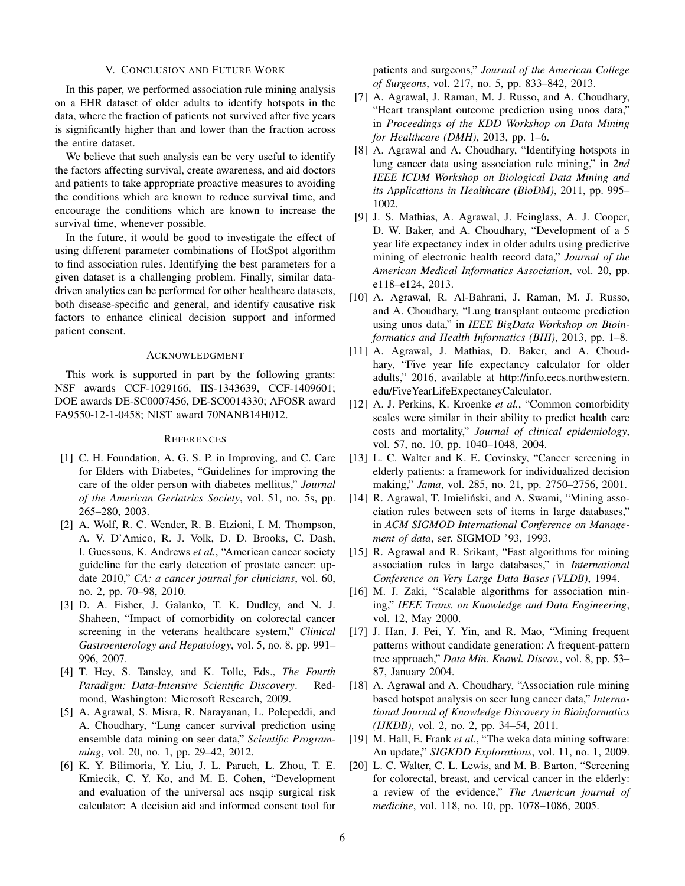## V. Conclusion and Future Work

In this paper, we performed association rule mining analysis on a EHR dataset of older adults to identify hotspots in the data, where the fraction of patients not survived after five years is significantly higher than and lower than the fraction across the entire dataset.

We believe that such analysis can be very useful to identify the factors affecting survival, create awareness, and aid doctors and patients to take appropriate proactive measures to avoiding the conditions which are known to reduce survival time, and encourage the conditions which are known to increase the survival time, whenever possible.

In the future, it would be good to investigate the effect of using different parameter combinations of HotSpot algorithm to find association rules. Identifying the best parameters for a given dataset is a challenging problem. Finally, similar data-driven analytics can be performed for other healthcare datasets, both disease-specific and general, and identify causative risk factors to enhance clinical decision support and informed patient consent.

## Acknowledgment

This work is supported in part by the following grants: NSF awards CCF-1029166, IIS-1343639, CCF-1409601; DOE awards DE-SC0007456, DE-SC0014330; AFOSR award FA9550-12-1-0458; NIST award 70NANB14H012.

## References

[1] C. H. Foundation, A. G. S. P. in Improving, and C. Care for Elders with Diabetes, "Guidelines for improving the care of the older person with diabetes mellitus," *Journal of the American Geriatrics Society*, vol. 51, no. 5s, pp. 265–280, 2003.

[2] A. Wolf, R. C. Wender, R. B. Etzioni, I. M. Thompson, A. V. D'Amico, R. J. Volk, D. D. Brooks, C. Dash, I. Guessous, K. Andrews *et al.*, "American cancer society guideline for the early detection of prostate cancer: update 2010," *CA: a cancer journal for clinicians*, vol. 60, no. 2, pp. 70–98, 2010.

[3] D. A. Fisher, J. Galanko, T. K. Dudley, and N. J. Shaheen, "Impact of comorbidity on colorectal cancer screening in the veterans healthcare system," *Clinical Gastroenterology and Hepatology*, vol. 5, no. 8, pp. 991–996, 2007.

[4] T. Hey, S. Tansley, and K. Tolle, Eds., *The Fourth Paradigm: Data-Intensive Scientific Discovery*. Redmond, Washington: Microsoft Research, 2009.

[5] A. Agrawal, S. Misra, R. Narayanan, L. Polepeddi, and A. Choudhary, "Lung cancer survival prediction using ensemble data mining on seer data," *Scientific Programming*, vol. 20, no. 1, pp. 29–42, 2012.

[6] K. Y. Bilimoria, Y. Liu, J. L. Paruch, L. Zhou, T. E. Kmiecik, C. Y. Ko, and M. E. Cohen, "Development and evaluation of the universal acs nsqip surgical risk calculator: A decision aid and informed consent tool for patients and surgeons," *Journal of the American College of Surgeons*, vol. 217, no. 5, pp. 833–842, 2013.

[7] A. Agrawal, J. Raman, M. J. Russo, and A. Choudhary, "Heart transplant outcome prediction using unos data," in *Proceedings of the KDD Workshop on Data Mining for Healthcare (DMH)*, 2013, pp. 1–6.

[8] A. Agrawal and A. Choudhary, "Identifying hotspots in lung cancer data using association rule mining," in *2nd IEEE ICDM Workshop on Biological Data Mining and its Applications in Healthcare (BioDM)*, 2011, pp. 995–1002.

[9] J. S. Mathias, A. Agrawal, J. Feinglass, A. J. Cooper, D. W. Baker, and A. Choudhary, "Development of a 5 year life expectancy index in older adults using predictive mining of electronic health record data," *Journal of the American Medical Informatics Association*, vol. 20, pp. e118–e124, 2013.

[10] A. Agrawal, R. Al-Bahrani, J. Raman, M. J. Russo, and A. Choudhary, "Lung transplant outcome prediction using unos data," in *IEEE BigData Workshop on Bioinformatics and Health Informatics (BHI)*, 2013, pp. 1–8.

[11] A. Agrawal, J. Mathias, D. Baker, and A. Choudhary, "Five year life expectancy calculator for older adults," 2016, available at http://info.eecs.northwestern.edu/FiveYearLifeExpectancyCalculator.

[12] A. J. Perkins, K. Kroenke *et al.*, "Common comorbidity scales were similar in their ability to predict health care costs and mortality," *Journal of clinical epidemiology*, vol. 57, no. 10, pp. 1040–1048, 2004.

[13] L. C. Walter and K. E. Covinsky, "Cancer screening in elderly patients: a framework for individualized decision making," *Jama*, vol. 285, no. 21, pp. 2750–2756, 2001.

[14] R. Agrawal, T. Imieliński, and A. Swami, "Mining association rules between sets of items in large databases," in *ACM SIGMOD International Conference on Management of data*, ser. SIGMOD '93, 1993.

[15] R. Agrawal and R. Srikant, "Fast algorithms for mining association rules in large databases," in *International Conference on Very Large Data Bases (VLDB)*, 1994.

[16] M. J. Zaki, "Scalable algorithms for association mining," *IEEE Trans. on Knowledge and Data Engineering*, vol. 12, May 2000.

[17] J. Han, J. Pei, Y. Yin, and R. Mao, "Mining frequent patterns without candidate generation: A frequent-pattern tree approach," *Data Min. Knowl. Discov.*, vol. 8, pp. 53–87, January 2004.

[18] A. Agrawal and A. Choudhary, "Association rule mining based hotspot analysis on seer lung cancer data," *International Journal of Knowledge Discovery in Bioinformatics (IJKDB)*, vol. 2, no. 2, pp. 34–54, 2011.

[19] M. Hall, E. Frank *et al.*, "The weka data mining software: An update," *SIGKDD Explorations*, vol. 11, no. 1, 2009.

[20] L. C. Walter, C. L. Lewis, and M. B. Barton, "Screening for colorectal, breast, and cervical cancer in the elderly: a review of the evidence," *The American journal of medicine*, vol. 118, no. 10, pp. 1078–1086, 2005.